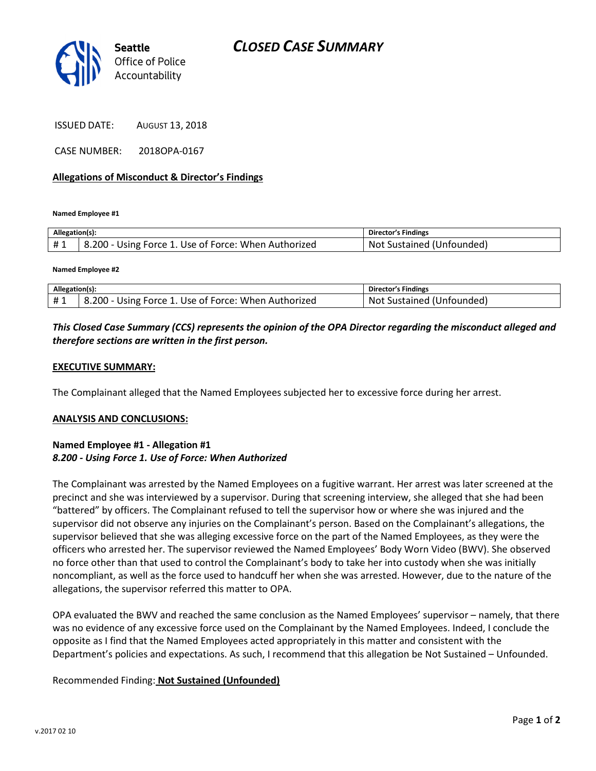Seattle
Office of Police
Accountability

# CLOSED CASE SUMMARY

ISSUED DATE: AUGUST 13, 2018

CASE NUMBER: 2018OPA-0167

**Allegations of Misconduct & Director's Findings**

**Named Employee #1**

| Allegation(s): | | Director's Findings |
|---|---|---|
| # 1 | 8.200 - Using Force 1. Use of Force: When Authorized | Not Sustained (Unfounded) |

**Named Employee #2**

| Allegation(s): | | Director's Findings |
|---|---|---|
| # 1 | 8.200 - Using Force 1. Use of Force: When Authorized | Not Sustained (Unfounded) |

***This Closed Case Summary (CCS) represents the opinion of the OPA Director regarding the misconduct alleged and therefore sections are written in the first person.***

**EXECUTIVE SUMMARY:**

The Complainant alleged that the Named Employees subjected her to excessive force during her arrest.

**ANALYSIS AND CONCLUSIONS:**

**Named Employee #1 - Allegation #1**
***8.200 - Using Force 1. Use of Force: When Authorized***

The Complainant was arrested by the Named Employees on a fugitive warrant. Her arrest was later screened at the precinct and she was interviewed by a supervisor. During that screening interview, she alleged that she had been "battered" by officers. The Complainant refused to tell the supervisor how or where she was injured and the supervisor did not observe any injuries on the Complainant's person. Based on the Complainant's allegations, the supervisor believed that she was alleging excessive force on the part of the Named Employees, as they were the officers who arrested her. The supervisor reviewed the Named Employees' Body Worn Video (BWV). She observed no force other than that used to control the Complainant's body to take her into custody when she was initially noncompliant, as well as the force used to handcuff her when she was arrested. However, due to the nature of the allegations, the supervisor referred this matter to OPA.

OPA evaluated the BWV and reached the same conclusion as the Named Employees' supervisor – namely, that there was no evidence of any excessive force used on the Complainant by the Named Employees. Indeed, I conclude the opposite as I find that the Named Employees acted appropriately in this matter and consistent with the Department's policies and expectations. As such, I recommend that this allegation be Not Sustained – Unfounded.

Recommended Finding: **Not Sustained (Unfounded)**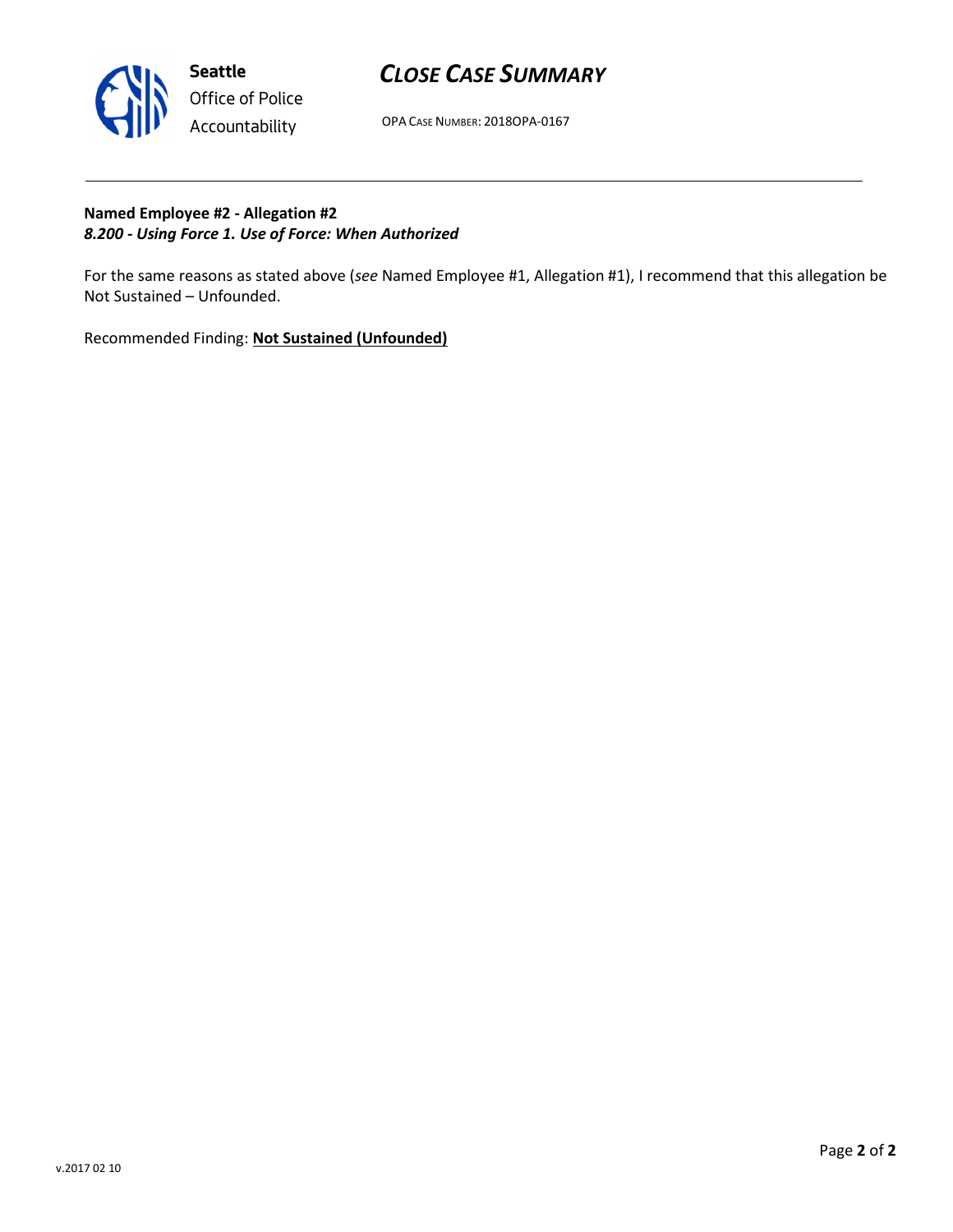**Named Employee #2 - Allegation #2**
***8.200 - Using Force 1. Use of Force: When Authorized***

For the same reasons as stated above (*see* Named Employee #1, Allegation #1), I recommend that this allegation be Not Sustained – Unfounded.

Recommended Finding: **Not Sustained (Unfounded)**